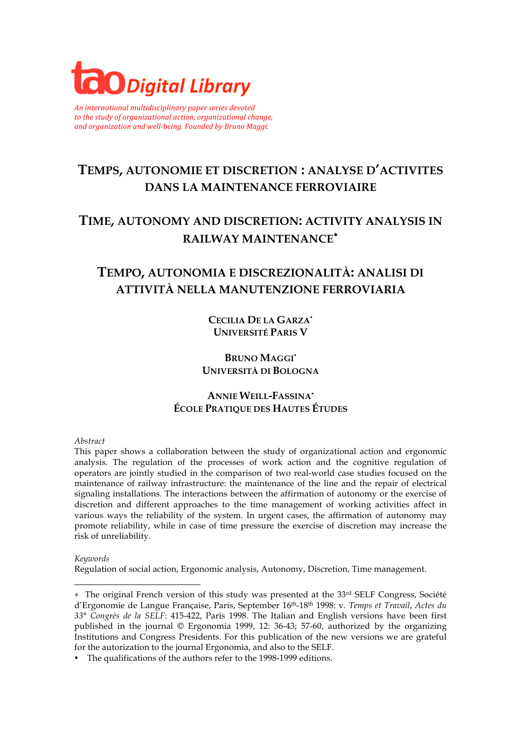tao Digital Library

*An international multidisciplinary paper series devoted to the study of organizational action, organizational change, and organization and well-being. Founded by Bruno Maggi.*

# TEMPS, AUTONOMIE ET DISCRETION : ANALYSE D'ACTIVITES DANS LA MAINTENANCE FERROVIAIRE

# TIME, AUTONOMY AND DISCRETION: ACTIVITY ANALYSIS IN RAILWAY MAINTENANCE*

# TEMPO, AUTONOMIA E DISCREZIONALITÀ: ANALISI DI ATTIVITÀ NELLA MANUTENZIONE FERROVIARIA

**CECILIA DE LA GARZA•**
**UNIVERSITÉ PARIS V**

**BRUNO MAGGI•**
**UNIVERSITÀ DI BOLOGNA**

**ANNIE WEILL-FASSINA•**
**ÉCOLE PRATIQUE DES HAUTES ÉTUDES**

*Abstract*

This paper shows a collaboration between the study of organizational action and ergonomic analysis. The regulation of the processes of work action and the cognitive regulation of operators are jointly studied in the comparison of two real-world case studies focused on the maintenance of railway infrastructure: the maintenance of the line and the repair of electrical signaling installations. The interactions between the affirmation of autonomy or the exercise of discretion and different approaches to the time management of working activities affect in various ways the reliability of the system. In urgent cases, the affirmation of autonomy may promote reliability, while in case of time pressure the exercise of discretion may increase the risk of unreliability.

*Keywords*

Regulation of social action, Ergonomic analysis, Autonomy, Discretion, Time management.

---

\* The original French version of this study was presented at the 33rd SELF Congress, Société d'Ergonomie de Langue Française, Paris, September 16th-18th 1998: v. *Temps et Travail*, *Actes du 33° Congrès de la SELF*: 415-422, Paris 1998. The Italian and English versions have been first published in the journal © Ergonomia 1999, 12: 36-43; 57-60, authorized by the organizing Institutions and Congress Presidents. For this publication of the new versions we are grateful for the autorization to the journal Ergonomia, and also to the SELF.

• The qualifications of the authors refer to the 1998-1999 editions.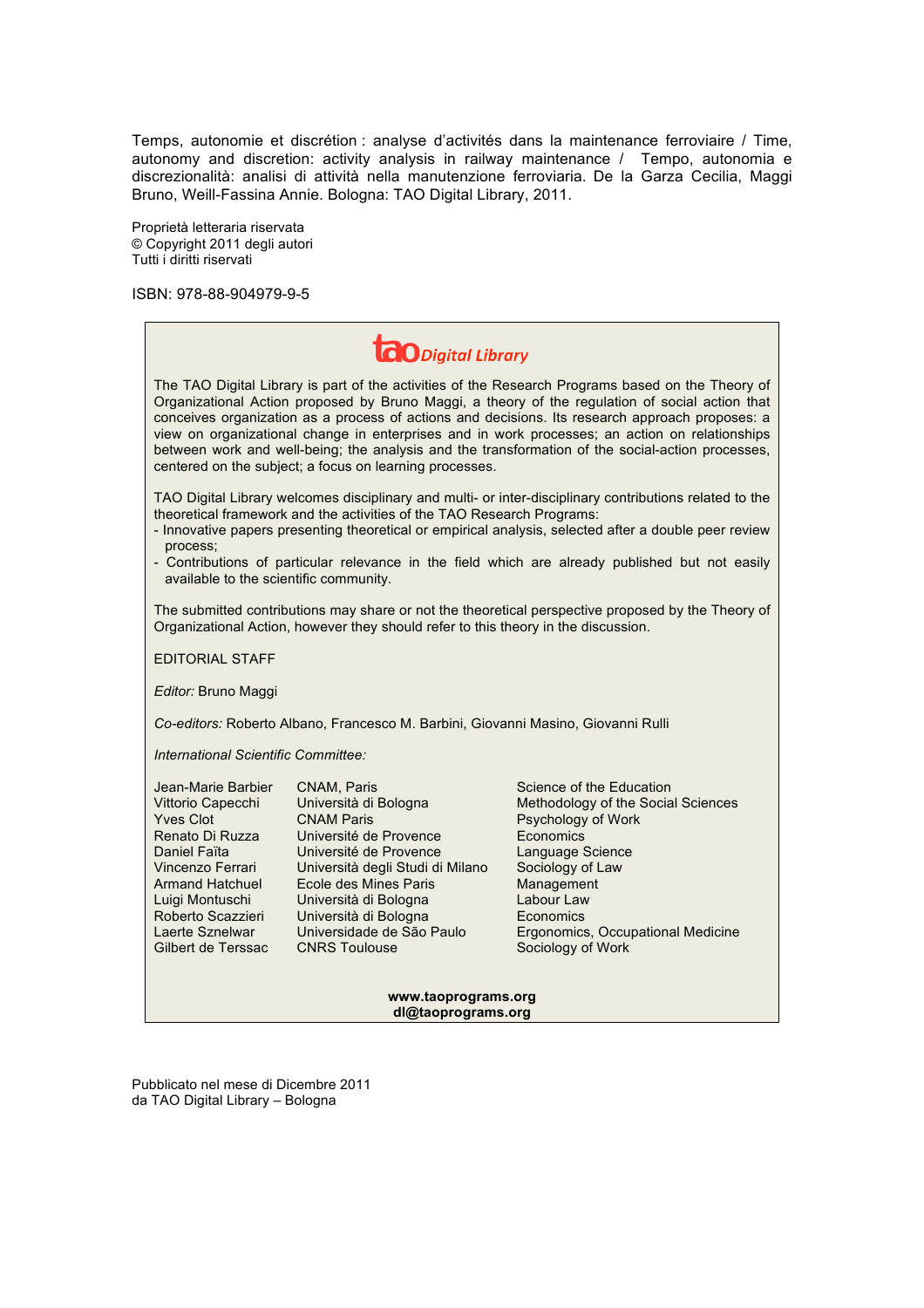Temps, autonomie et discrétion : analyse d'activités dans la maintenance ferroviaire / Time, autonomy and discretion: activity analysis in railway maintenance / Tempo, autonomia e discrezionalità: analisi di attività nella manutenzione ferroviaria. De la Garza Cecilia, Maggi Bruno, Weill-Fassina Annie. Bologna: TAO Digital Library, 2011.

Proprietà letteraria riservata
© Copyright 2011 degli autori
Tutti i diritti riservati

ISBN: 978-88-904979-9-5

**tao** *Digital Library*

The TAO Digital Library is part of the activities of the Research Programs based on the Theory of Organizational Action proposed by Bruno Maggi, a theory of the regulation of social action that conceives organization as a process of actions and decisions. Its research approach proposes: a view on organizational change in enterprises and in work processes; an action on relationships between work and well-being; the analysis and the transformation of the social-action processes, centered on the subject; a focus on learning processes.

TAO Digital Library welcomes disciplinary and multi- or inter-disciplinary contributions related to the theoretical framework and the activities of the TAO Research Programs:

- Innovative papers presenting theoretical or empirical analysis, selected after a double peer review process;
- Contributions of particular relevance in the field which are already published but not easily available to the scientific community.

The submitted contributions may share or not the theoretical perspective proposed by the Theory of Organizational Action, however they should refer to this theory in the discussion.

EDITORIAL STAFF

*Editor:* Bruno Maggi

*Co-editors:* Roberto Albano, Francesco M. Barbini, Giovanni Masino, Giovanni Rulli

*International Scientific Committee:*

| | | |
|---|---|---|
| Jean-Marie Barbier | CNAM, Paris | Science of the Education |
| Vittorio Capecchi | Università di Bologna | Methodology of the Social Sciences |
| Yves Clot | CNAM Paris | Psychology of Work |
| Renato Di Ruzza | Université de Provence | Economics |
| Daniel Faïta | Université de Provence | Language Science |
| Vincenzo Ferrari | Università degli Studi di Milano | Sociology of Law |
| Armand Hatchuel | Ecole des Mines Paris | Management |
| Luigi Montuschi | Università di Bologna | Labour Law |
| Roberto Scazzieri | Università di Bologna | Economics |
| Laerte Sznelwar | Universidade de São Paulo | Ergonomics, Occupational Medicine |
| Gilbert de Terssac | CNRS Toulouse | Sociology of Work |

**www.taoprograms.org**
**dl@taoprograms.org**

Pubblicato nel mese di Dicembre 2011
da TAO Digital Library – Bologna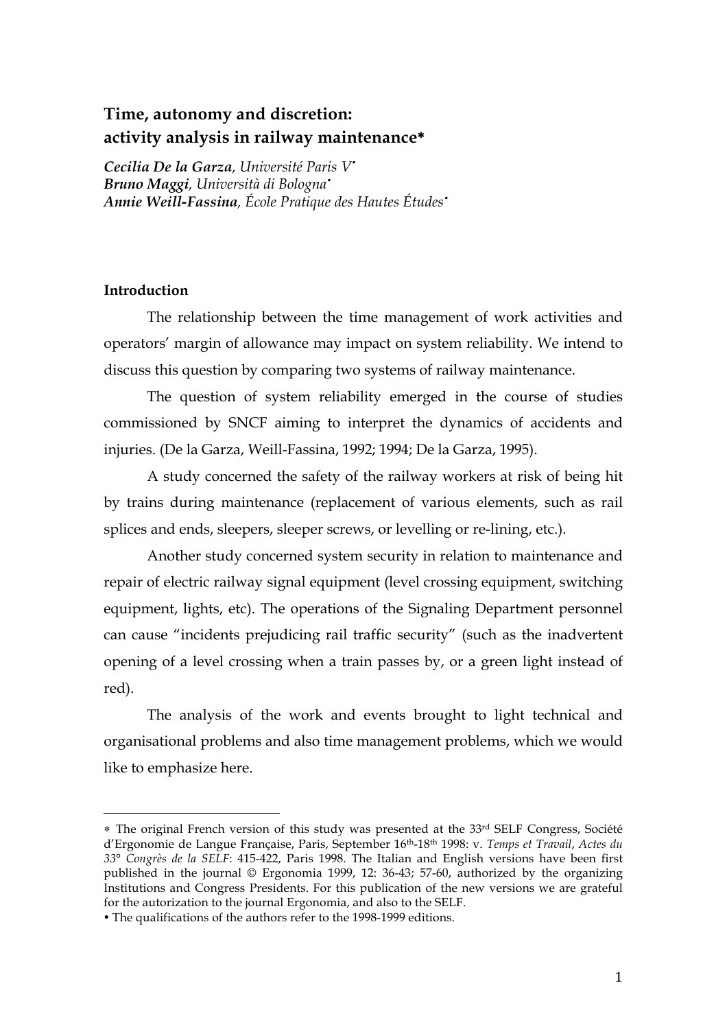# Time, autonomy and discretion: activity analysis in railway maintenance*

***Cecilia De la Garza**, Université Paris V*•
***Bruno Maggi**, Università di Bologna*•
***Annie Weill-Fassina**, École Pratique des Hautes Études*•

## Introduction

The relationship between the time management of work activities and operators' margin of allowance may impact on system reliability. We intend to discuss this question by comparing two systems of railway maintenance.

The question of system reliability emerged in the course of studies commissioned by SNCF aiming to interpret the dynamics of accidents and injuries. (De la Garza, Weill-Fassina, 1992; 1994; De la Garza, 1995).

A study concerned the safety of the railway workers at risk of being hit by trains during maintenance (replacement of various elements, such as rail splices and ends, sleepers, sleeper screws, or levelling or re-lining, etc.).

Another study concerned system security in relation to maintenance and repair of electric railway signal equipment (level crossing equipment, switching equipment, lights, etc). The operations of the Signaling Department personnel can cause "incidents prejudicing rail traffic security" (such as the inadvertent opening of a level crossing when a train passes by, or a green light instead of red).

The analysis of the work and events brought to light technical and organisational problems and also time management problems, which we would like to emphasize here.

---

* The original French version of this study was presented at the 33rd SELF Congress, Société d'Ergonomie de Langue Française, Paris, September 16th-18th 1998: v. *Temps et Travail*, *Actes du 33° Congrès de la SELF*: 415-422, Paris 1998. The Italian and English versions have been first published in the journal © Ergonomia 1999, 12: 36-43; 57-60, authorized by the organizing Institutions and Congress Presidents. For this publication of the new versions we are grateful for the autorization to the journal Ergonomia, and also to the SELF.

• The qualifications of the authors refer to the 1998-1999 editions.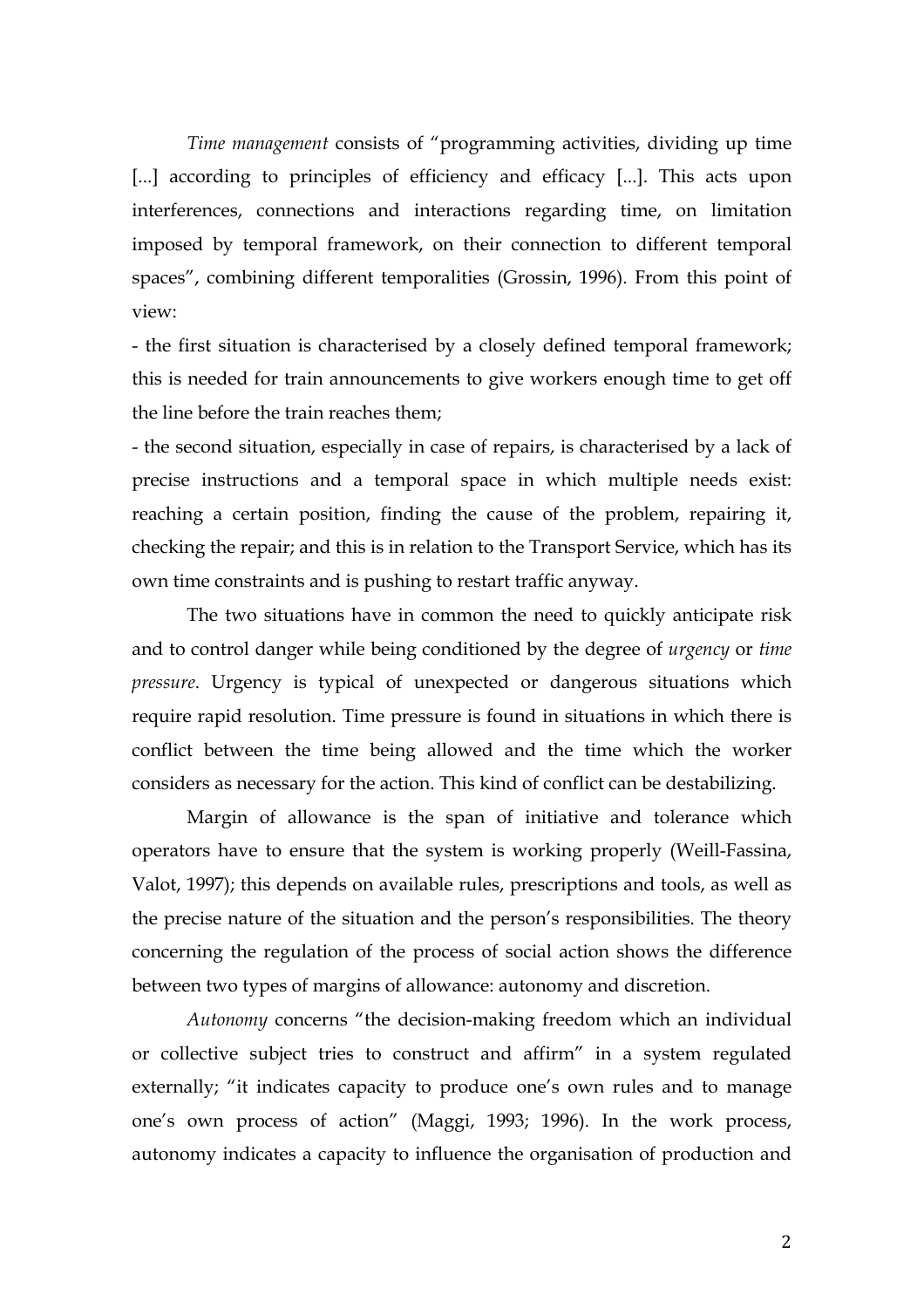*Time management* consists of "programming activities, dividing up time [...] according to principles of efficiency and efficacy [...]. This acts upon interferences, connections and interactions regarding time, on limitation imposed by temporal framework, on their connection to different temporal spaces", combining different temporalities (Grossin, 1996). From this point of view:

- the first situation is characterised by a closely defined temporal framework; this is needed for train announcements to give workers enough time to get off the line before the train reaches them;
- the second situation, especially in case of repairs, is characterised by a lack of precise instructions and a temporal space in which multiple needs exist: reaching a certain position, finding the cause of the problem, repairing it, checking the repair; and this is in relation to the Transport Service, which has its own time constraints and is pushing to restart traffic anyway.

The two situations have in common the need to quickly anticipate risk and to control danger while being conditioned by the degree of *urgency* or *time pressure*. Urgency is typical of unexpected or dangerous situations which require rapid resolution. Time pressure is found in situations in which there is conflict between the time being allowed and the time which the worker considers as necessary for the action. This kind of conflict can be destabilizing.

Margin of allowance is the span of initiative and tolerance which operators have to ensure that the system is working properly (Weill-Fassina, Valot, 1997); this depends on available rules, prescriptions and tools, as well as the precise nature of the situation and the person's responsibilities. The theory concerning the regulation of the process of social action shows the difference between two types of margins of allowance: autonomy and discretion.

*Autonomy* concerns "the decision-making freedom which an individual or collective subject tries to construct and affirm" in a system regulated externally; "it indicates capacity to produce one's own rules and to manage one's own process of action" (Maggi, 1993; 1996). In the work process, autonomy indicates a capacity to influence the organisation of production and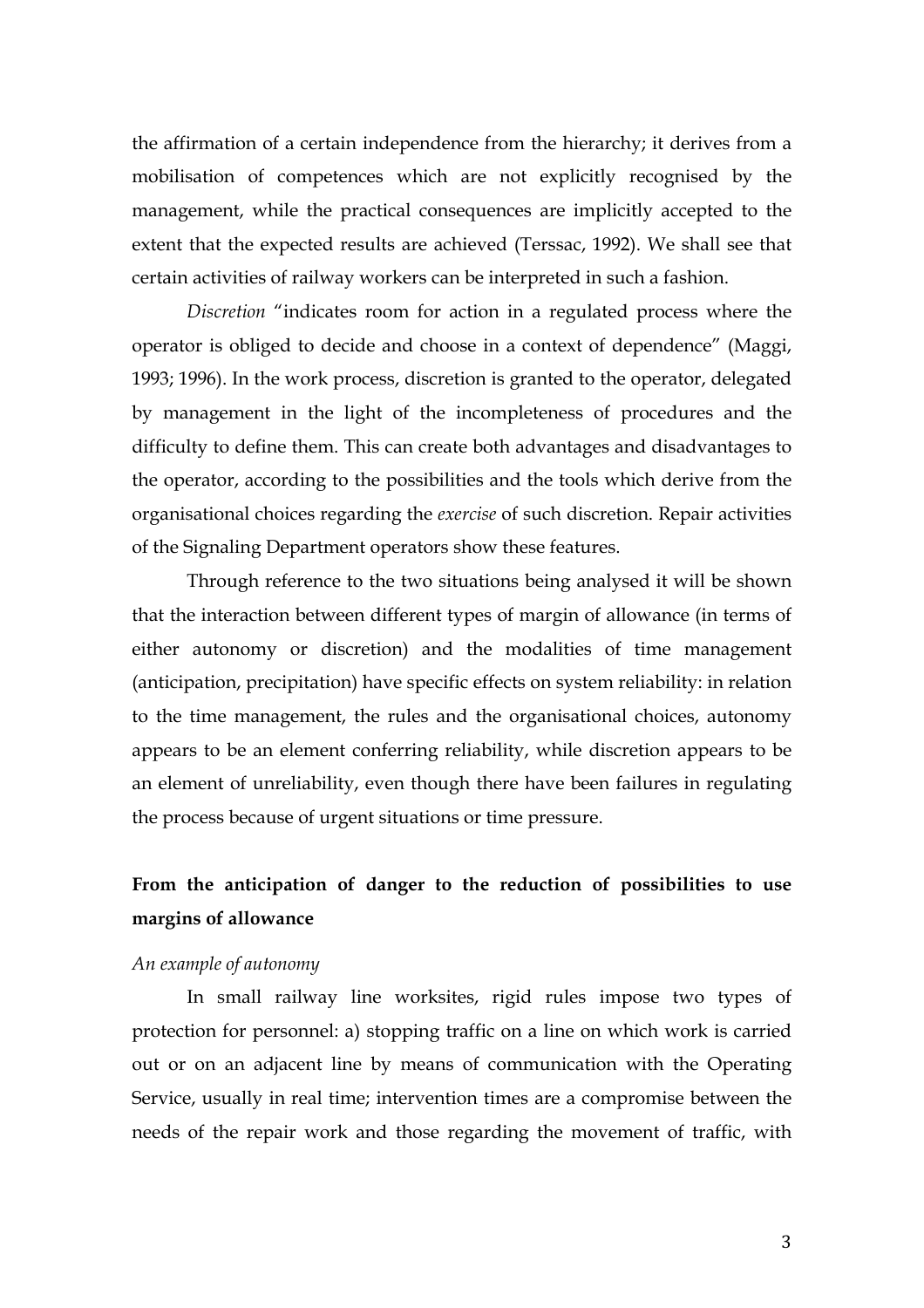the affirmation of a certain independence from the hierarchy; it derives from a mobilisation of competences which are not explicitly recognised by the management, while the practical consequences are implicitly accepted to the extent that the expected results are achieved (Terssac, 1992). We shall see that certain activities of railway workers can be interpreted in such a fashion.

*Discretion* "indicates room for action in a regulated process where the operator is obliged to decide and choose in a context of dependence" (Maggi, 1993; 1996). In the work process, discretion is granted to the operator, delegated by management in the light of the incompleteness of procedures and the difficulty to define them. This can create both advantages and disadvantages to the operator, according to the possibilities and the tools which derive from the organisational choices regarding the *exercise* of such discretion. Repair activities of the Signaling Department operators show these features.

Through reference to the two situations being analysed it will be shown that the interaction between different types of margin of allowance (in terms of either autonomy or discretion) and the modalities of time management (anticipation, precipitation) have specific effects on system reliability: in relation to the time management, the rules and the organisational choices, autonomy appears to be an element conferring reliability, while discretion appears to be an element of unreliability, even though there have been failures in regulating the process because of urgent situations or time pressure.

## From the anticipation of danger to the reduction of possibilities to use margins of allowance

### *An example of autonomy*

In small railway line worksites, rigid rules impose two types of protection for personnel: a) stopping traffic on a line on which work is carried out or on an adjacent line by means of communication with the Operating Service, usually in real time; intervention times are a compromise between the needs of the repair work and those regarding the movement of traffic, with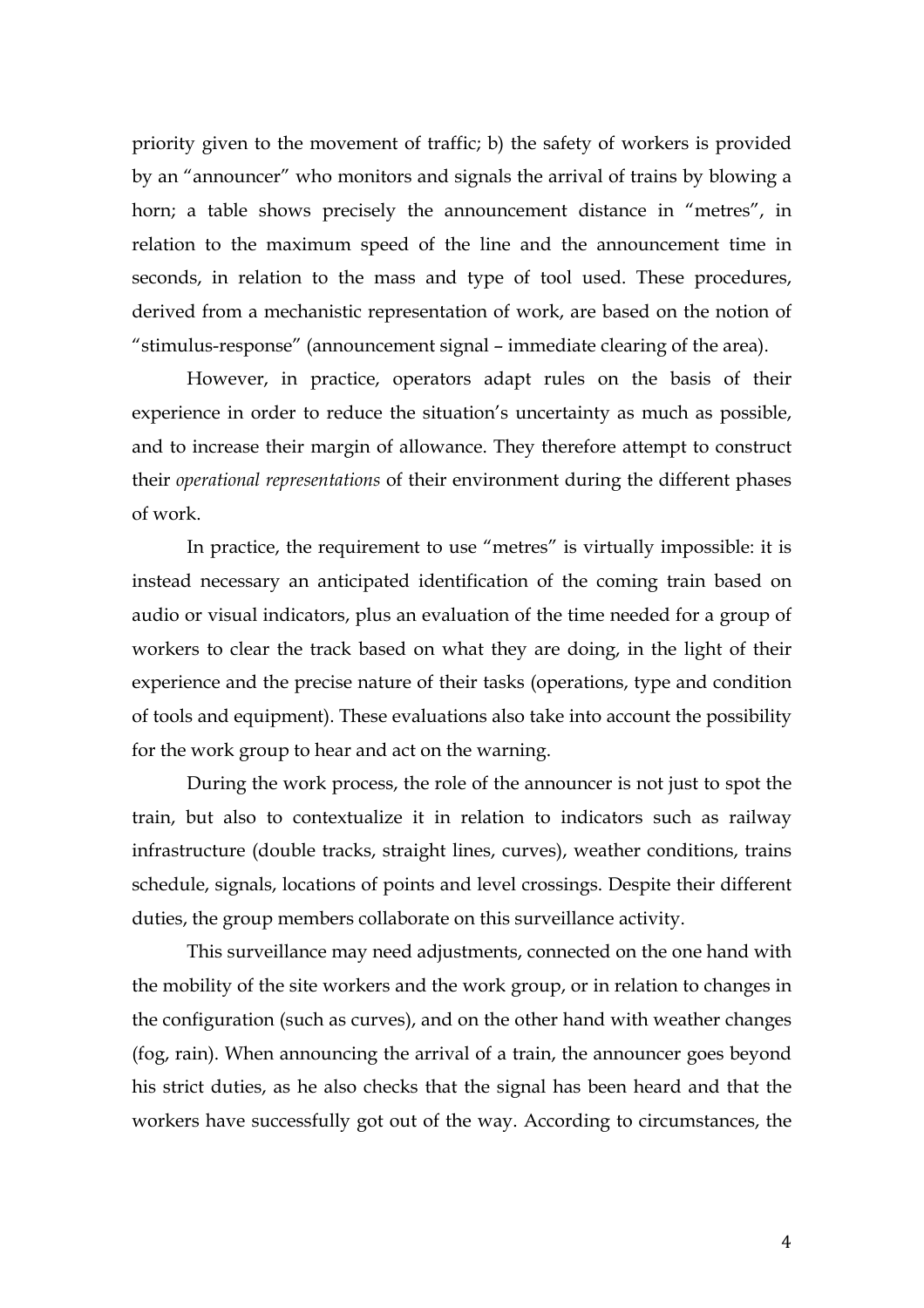priority given to the movement of traffic; b) the safety of workers is provided by an "announcer" who monitors and signals the arrival of trains by blowing a horn; a table shows precisely the announcement distance in "metres", in relation to the maximum speed of the line and the announcement time in seconds, in relation to the mass and type of tool used. These procedures, derived from a mechanistic representation of work, are based on the notion of "stimulus-response" (announcement signal – immediate clearing of the area).

However, in practice, operators adapt rules on the basis of their experience in order to reduce the situation's uncertainty as much as possible, and to increase their margin of allowance. They therefore attempt to construct their *operational representations* of their environment during the different phases of work.

In practice, the requirement to use "metres" is virtually impossible: it is instead necessary an anticipated identification of the coming train based on audio or visual indicators, plus an evaluation of the time needed for a group of workers to clear the track based on what they are doing, in the light of their experience and the precise nature of their tasks (operations, type and condition of tools and equipment). These evaluations also take into account the possibility for the work group to hear and act on the warning.

During the work process, the role of the announcer is not just to spot the train, but also to contextualize it in relation to indicators such as railway infrastructure (double tracks, straight lines, curves), weather conditions, trains schedule, signals, locations of points and level crossings. Despite their different duties, the group members collaborate on this surveillance activity.

This surveillance may need adjustments, connected on the one hand with the mobility of the site workers and the work group, or in relation to changes in the configuration (such as curves), and on the other hand with weather changes (fog, rain). When announcing the arrival of a train, the announcer goes beyond his strict duties, as he also checks that the signal has been heard and that the workers have successfully got out of the way. According to circumstances, the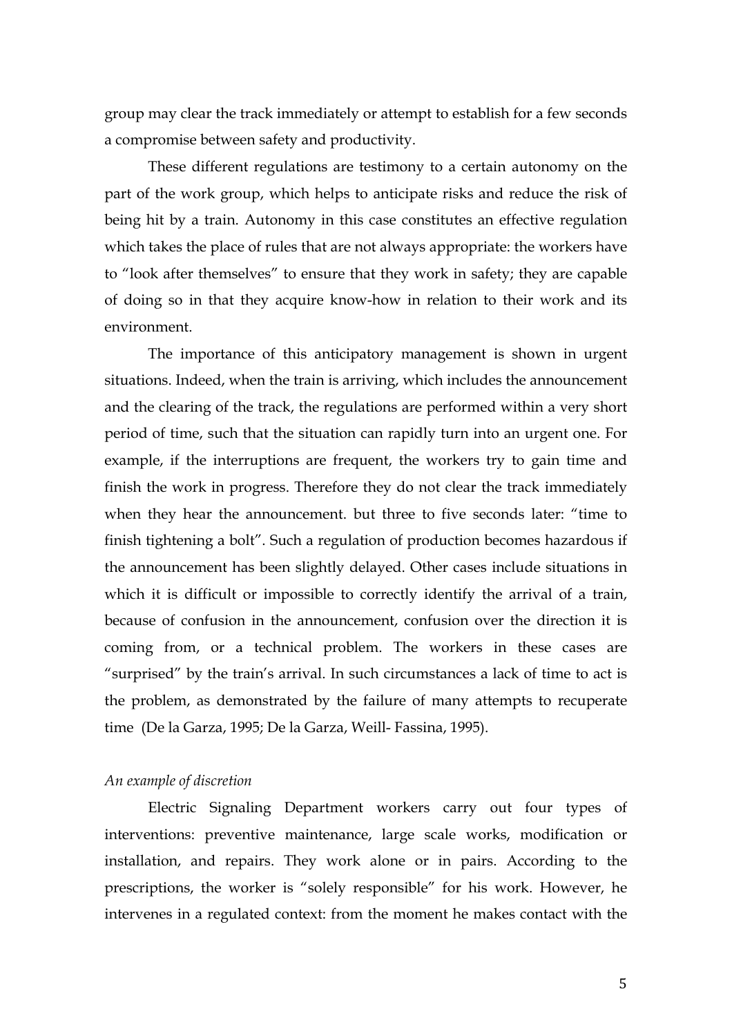group may clear the track immediately or attempt to establish for a few seconds a compromise between safety and productivity.

These different regulations are testimony to a certain autonomy on the part of the work group, which helps to anticipate risks and reduce the risk of being hit by a train. Autonomy in this case constitutes an effective regulation which takes the place of rules that are not always appropriate: the workers have to "look after themselves" to ensure that they work in safety; they are capable of doing so in that they acquire know-how in relation to their work and its environment.

The importance of this anticipatory management is shown in urgent situations. Indeed, when the train is arriving, which includes the announcement and the clearing of the track, the regulations are performed within a very short period of time, such that the situation can rapidly turn into an urgent one. For example, if the interruptions are frequent, the workers try to gain time and finish the work in progress. Therefore they do not clear the track immediately when they hear the announcement. but three to five seconds later: "time to finish tightening a bolt". Such a regulation of production becomes hazardous if the announcement has been slightly delayed. Other cases include situations in which it is difficult or impossible to correctly identify the arrival of a train, because of confusion in the announcement, confusion over the direction it is coming from, or a technical problem. The workers in these cases are "surprised" by the train's arrival. In such circumstances a lack of time to act is the problem, as demonstrated by the failure of many attempts to recuperate time (De la Garza, 1995; De la Garza, Weill- Fassina, 1995).

*An example of discretion*

Electric Signaling Department workers carry out four types of interventions: preventive maintenance, large scale works, modification or installation, and repairs. They work alone or in pairs. According to the prescriptions, the worker is "solely responsible" for his work. However, he intervenes in a regulated context: from the moment he makes contact with the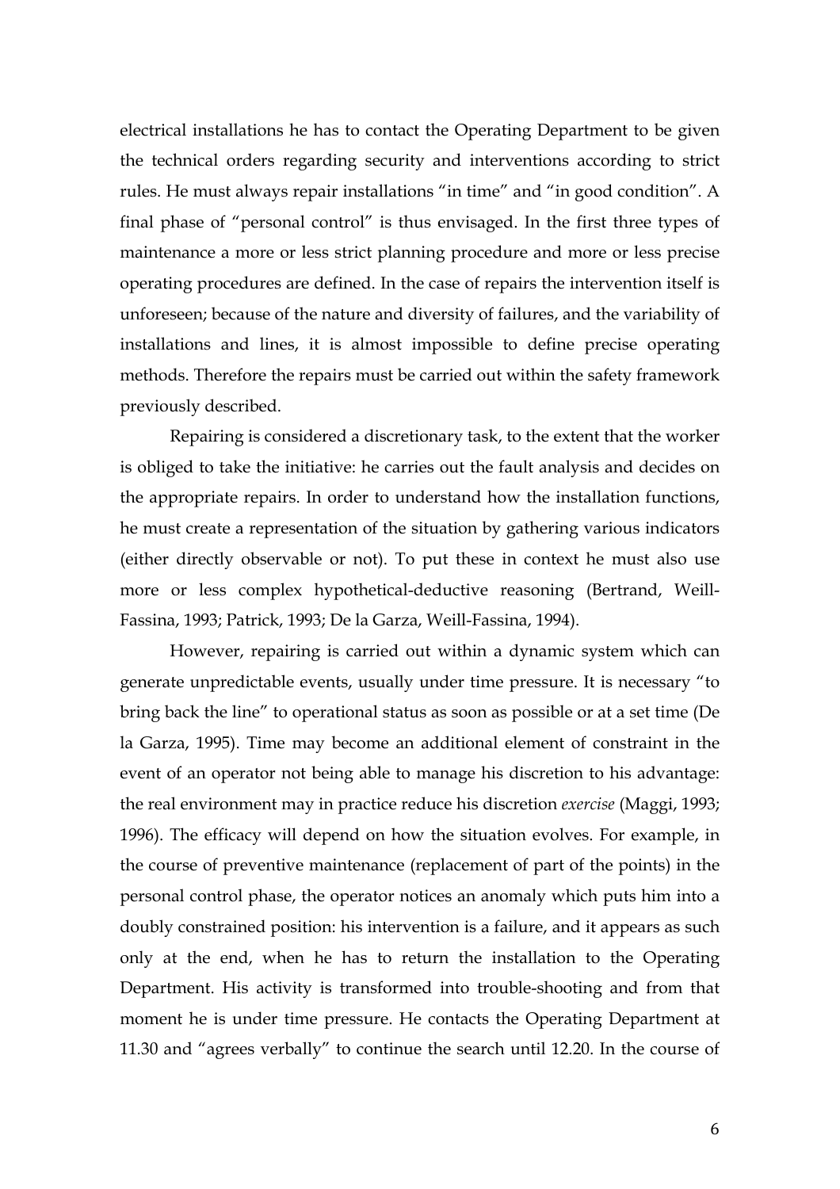electrical installations he has to contact the Operating Department to be given the technical orders regarding security and interventions according to strict rules. He must always repair installations "in time" and "in good condition". A final phase of "personal control" is thus envisaged. In the first three types of maintenance a more or less strict planning procedure and more or less precise operating procedures are defined. In the case of repairs the intervention itself is unforeseen; because of the nature and diversity of failures, and the variability of installations and lines, it is almost impossible to define precise operating methods. Therefore the repairs must be carried out within the safety framework previously described.

Repairing is considered a discretionary task, to the extent that the worker is obliged to take the initiative: he carries out the fault analysis and decides on the appropriate repairs. In order to understand how the installation functions, he must create a representation of the situation by gathering various indicators (either directly observable or not). To put these in context he must also use more or less complex hypothetical-deductive reasoning (Bertrand, Weill-Fassina, 1993; Patrick, 1993; De la Garza, Weill-Fassina, 1994).

However, repairing is carried out within a dynamic system which can generate unpredictable events, usually under time pressure. It is necessary "to bring back the line" to operational status as soon as possible or at a set time (De la Garza, 1995). Time may become an additional element of constraint in the event of an operator not being able to manage his discretion to his advantage: the real environment may in practice reduce his discretion *exercise* (Maggi, 1993; 1996). The efficacy will depend on how the situation evolves. For example, in the course of preventive maintenance (replacement of part of the points) in the personal control phase, the operator notices an anomaly which puts him into a doubly constrained position: his intervention is a failure, and it appears as such only at the end, when he has to return the installation to the Operating Department. His activity is transformed into trouble-shooting and from that moment he is under time pressure. He contacts the Operating Department at 11.30 and "agrees verbally" to continue the search until 12.20. In the course of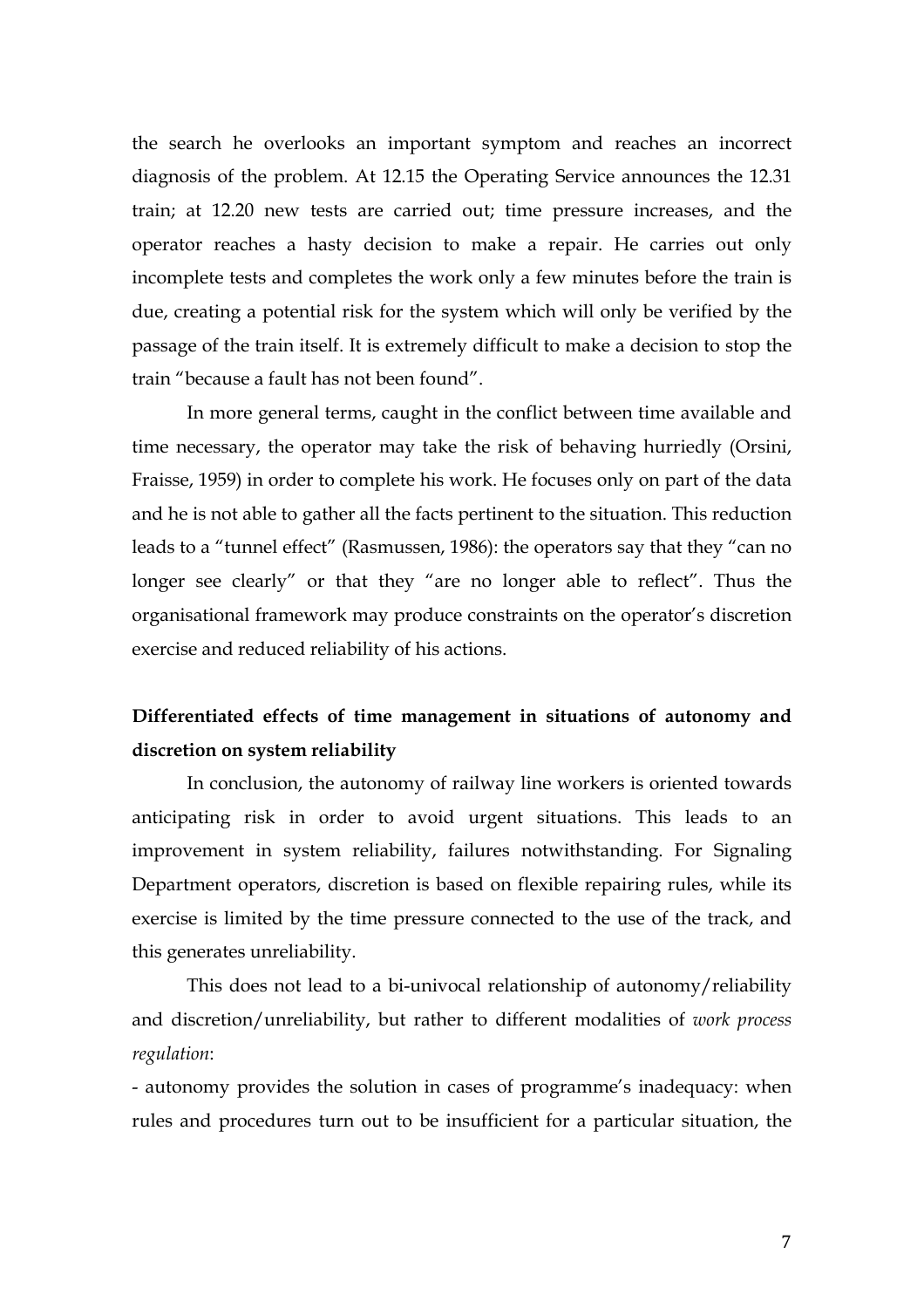the search he overlooks an important symptom and reaches an incorrect diagnosis of the problem. At 12.15 the Operating Service announces the 12.31 train; at 12.20 new tests are carried out; time pressure increases, and the operator reaches a hasty decision to make a repair. He carries out only incomplete tests and completes the work only a few minutes before the train is due, creating a potential risk for the system which will only be verified by the passage of the train itself. It is extremely difficult to make a decision to stop the train "because a fault has not been found".

In more general terms, caught in the conflict between time available and time necessary, the operator may take the risk of behaving hurriedly (Orsini, Fraisse, 1959) in order to complete his work. He focuses only on part of the data and he is not able to gather all the facts pertinent to the situation. This reduction leads to a "tunnel effect" (Rasmussen, 1986): the operators say that they "can no longer see clearly" or that they "are no longer able to reflect". Thus the organisational framework may produce constraints on the operator's discretion exercise and reduced reliability of his actions.

**Differentiated effects of time management in situations of autonomy and discretion on system reliability**

In conclusion, the autonomy of railway line workers is oriented towards anticipating risk in order to avoid urgent situations. This leads to an improvement in system reliability, failures notwithstanding. For Signaling Department operators, discretion is based on flexible repairing rules, while its exercise is limited by the time pressure connected to the use of the track, and this generates unreliability.

This does not lead to a bi-univocal relationship of autonomy/reliability and discretion/unreliability, but rather to different modalities of *work process regulation*:

- autonomy provides the solution in cases of programme's inadequacy: when rules and procedures turn out to be insufficient for a particular situation, the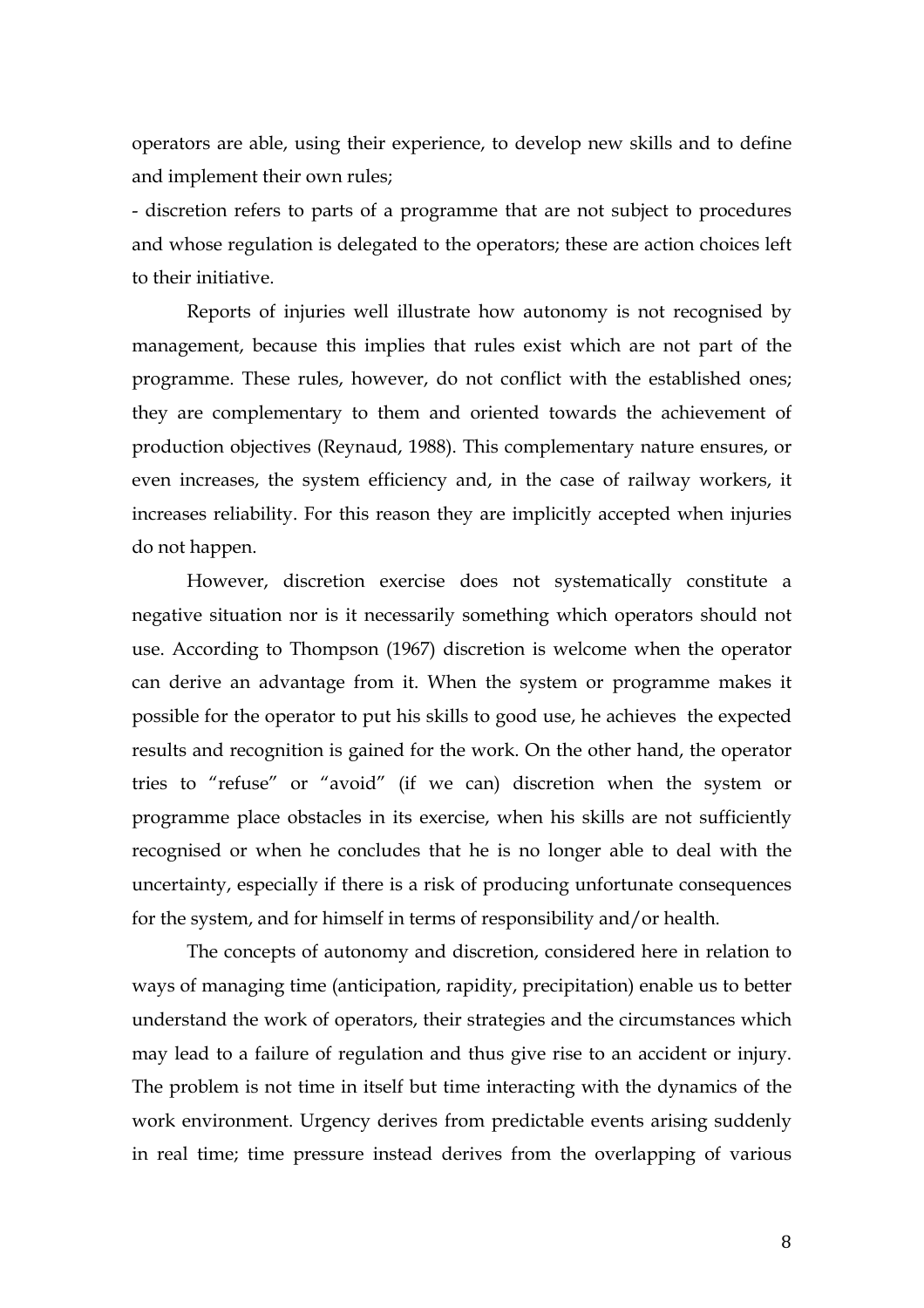operators are able, using their experience, to develop new skills and to define and implement their own rules;

- discretion refers to parts of a programme that are not subject to procedures and whose regulation is delegated to the operators; these are action choices left to their initiative.

Reports of injuries well illustrate how autonomy is not recognised by management, because this implies that rules exist which are not part of the programme. These rules, however, do not conflict with the established ones; they are complementary to them and oriented towards the achievement of production objectives (Reynaud, 1988). This complementary nature ensures, or even increases, the system efficiency and, in the case of railway workers, it increases reliability. For this reason they are implicitly accepted when injuries do not happen.

However, discretion exercise does not systematically constitute a negative situation nor is it necessarily something which operators should not use. According to Thompson (1967) discretion is welcome when the operator can derive an advantage from it. When the system or programme makes it possible for the operator to put his skills to good use, he achieves the expected results and recognition is gained for the work. On the other hand, the operator tries to "refuse" or "avoid" (if we can) discretion when the system or programme place obstacles in its exercise, when his skills are not sufficiently recognised or when he concludes that he is no longer able to deal with the uncertainty, especially if there is a risk of producing unfortunate consequences for the system, and for himself in terms of responsibility and/or health.

The concepts of autonomy and discretion, considered here in relation to ways of managing time (anticipation, rapidity, precipitation) enable us to better understand the work of operators, their strategies and the circumstances which may lead to a failure of regulation and thus give rise to an accident or injury. The problem is not time in itself but time interacting with the dynamics of the work environment. Urgency derives from predictable events arising suddenly in real time; time pressure instead derives from the overlapping of various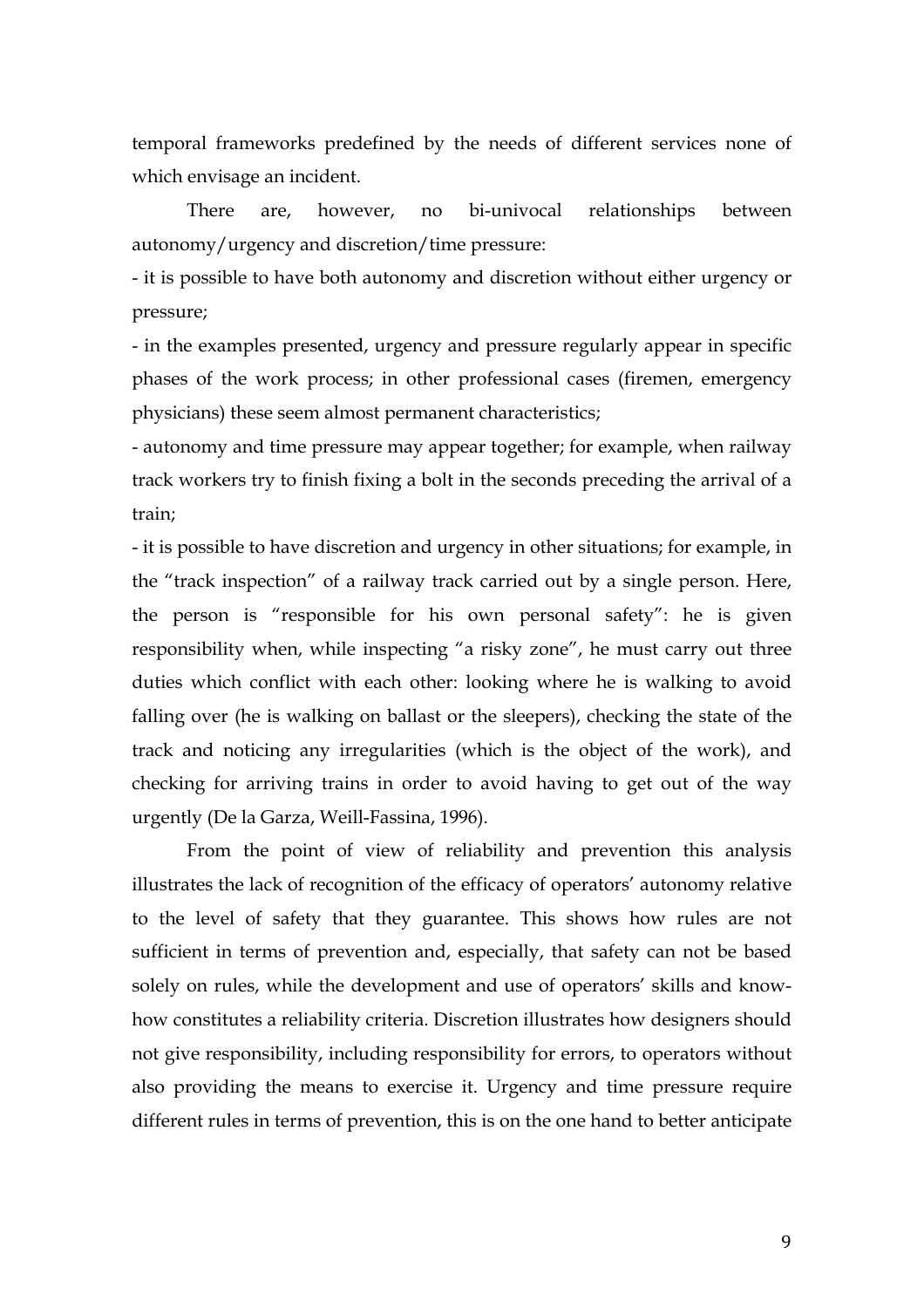temporal frameworks predefined by the needs of different services none of which envisage an incident.

There are, however, no bi-univocal relationships between autonomy/urgency and discretion/time pressure:

- it is possible to have both autonomy and discretion without either urgency or pressure;
- in the examples presented, urgency and pressure regularly appear in specific phases of the work process; in other professional cases (firemen, emergency physicians) these seem almost permanent characteristics;
- autonomy and time pressure may appear together; for example, when railway track workers try to finish fixing a bolt in the seconds preceding the arrival of a train;
- it is possible to have discretion and urgency in other situations; for example, in the "track inspection" of a railway track carried out by a single person. Here, the person is "responsible for his own personal safety": he is given responsibility when, while inspecting "a risky zone", he must carry out three duties which conflict with each other: looking where he is walking to avoid falling over (he is walking on ballast or the sleepers), checking the state of the track and noticing any irregularities (which is the object of the work), and checking for arriving trains in order to avoid having to get out of the way urgently (De la Garza, Weill-Fassina, 1996).

From the point of view of reliability and prevention this analysis illustrates the lack of recognition of the efficacy of operators' autonomy relative to the level of safety that they guarantee. This shows how rules are not sufficient in terms of prevention and, especially, that safety can not be based solely on rules, while the development and use of operators' skills and know-how constitutes a reliability criteria. Discretion illustrates how designers should not give responsibility, including responsibility for errors, to operators without also providing the means to exercise it. Urgency and time pressure require different rules in terms of prevention, this is on the one hand to better anticipate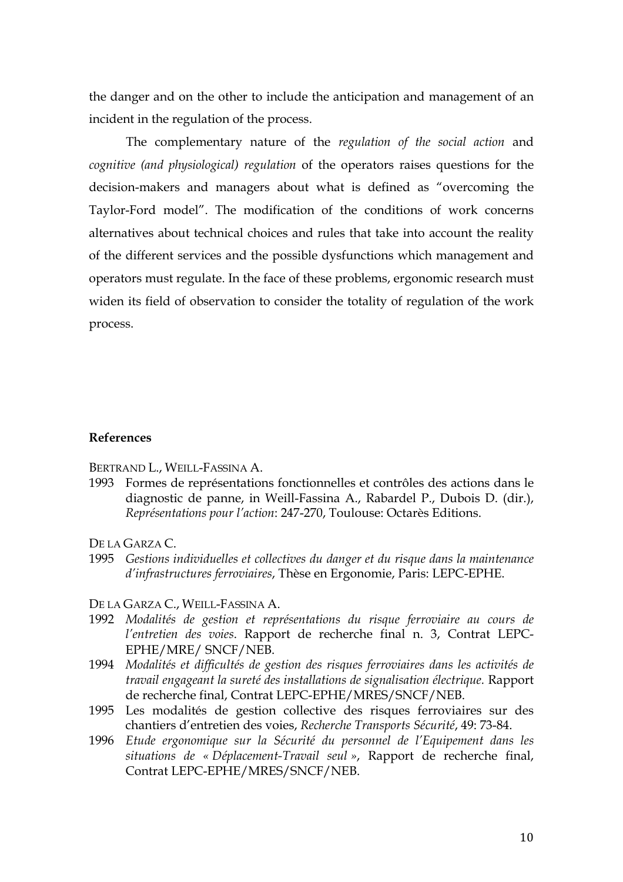the danger and on the other to include the anticipation and management of an incident in the regulation of the process.

The complementary nature of the *regulation of the social action* and *cognitive (and physiological) regulation* of the operators raises questions for the decision-makers and managers about what is defined as "overcoming the Taylor-Ford model". The modification of the conditions of work concerns alternatives about technical choices and rules that take into account the reality of the different services and the possible dysfunctions which management and operators must regulate. In the face of these problems, ergonomic research must widen its field of observation to consider the totality of regulation of the work process.

**References**

BERTRAND L., WEILL-FASSINA A.

1993 Formes de représentations fonctionnelles et contrôles des actions dans le diagnostic de panne, in Weill-Fassina A., Rabardel P., Dubois D. (dir.), *Représentations pour l'action*: 247-270, Toulouse: Octarès Editions.

DE LA GARZA C.

1995 *Gestions individuelles et collectives du danger et du risque dans la maintenance d'infrastructures ferroviaires*, Thèse en Ergonomie, Paris: LEPC-EPHE.

DE LA GARZA C., WEILL-FASSINA A.

1992 *Modalités de gestion et représentations du risque ferroviaire au cours de l'entretien des voies*. Rapport de recherche final n. 3, Contrat LEPC-EPHE/MRE/ SNCF/NEB.

1994 *Modalités et difficultés de gestion des risques ferroviaires dans les activités de travail engageant la sureté des installations de signalisation électrique.* Rapport de recherche final, Contrat LEPC-EPHE/MRES/SNCF/NEB.

1995 Les modalités de gestion collective des risques ferroviaires sur des chantiers d'entretien des voies, *Recherche Transports Sécurité*, 49: 73-84.

1996 *Etude ergonomique sur la Sécurité du personnel de l'Equipement dans les situations de « Déplacement-Travail seul »*, Rapport de recherche final, Contrat LEPC-EPHE/MRES/SNCF/NEB.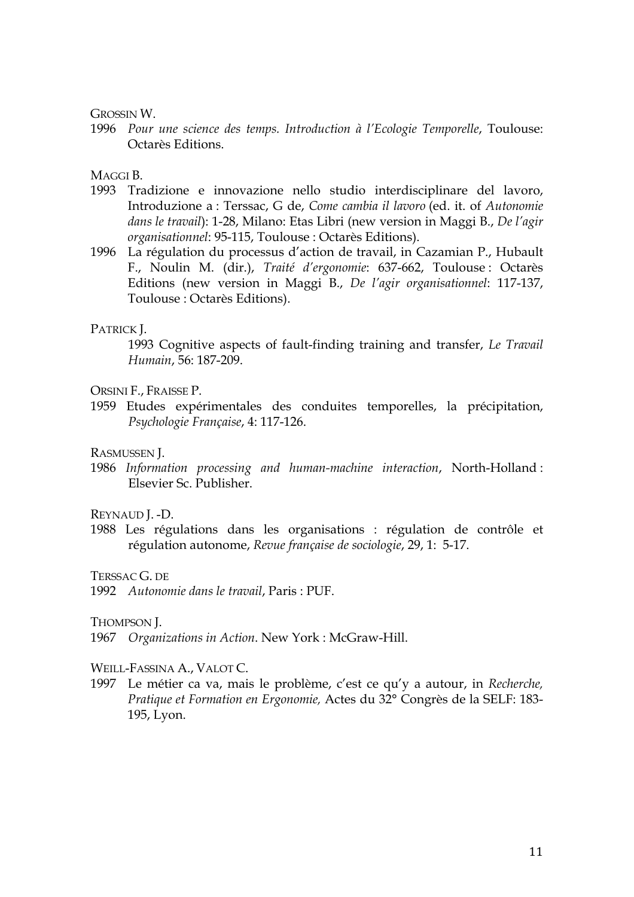GROSSIN W.

1996 *Pour une science des temps. Introduction à l'Ecologie Temporelle*, Toulouse: Octarès Editions.

MAGGI B.

1993 Tradizione e innovazione nello studio interdisciplinare del lavoro, Introduzione a : Terssac, G de, *Come cambia il lavoro* (ed. it. of *Autonomie dans le travail*): 1-28, Milano: Etas Libri (new version in Maggi B., *De l'agir organisationnel*: 95-115, Toulouse : Octarès Editions).

1996 La régulation du processus d'action de travail, in Cazamian P., Hubault F., Noulin M. (dir.), *Traité d'ergonomie*: 637-662, Toulouse : Octarès Editions (new version in Maggi B., *De l'agir organisationnel*: 117-137, Toulouse : Octarès Editions).

PATRICK J.

1993 Cognitive aspects of fault-finding training and transfer, *Le Travail Humain*, 56: 187-209.

ORSINI F., FRAISSE P.

1959 Etudes expérimentales des conduites temporelles, la précipitation, *Psychologie Française*, 4: 117-126.

RASMUSSEN J.

1986 *Information processing and human-machine interaction*, North-Holland : Elsevier Sc. Publisher.

REYNAUD J. -D.

1988 Les régulations dans les organisations : régulation de contrôle et régulation autonome, *Revue française de sociologie*, 29, 1: 5-17.

TERSSAC G. DE

1992 *Autonomie dans le travail*, Paris : PUF.

THOMPSON J.

1967 *Organizations in Action*. New York : McGraw-Hill.

WEILL-FASSINA A., VALOT C.

1997 Le métier ca va, mais le problème, c'est ce qu'y a autour, in *Recherche, Pratique et Formation en Ergonomie,* Actes du 32° Congrès de la SELF: 183-195, Lyon.